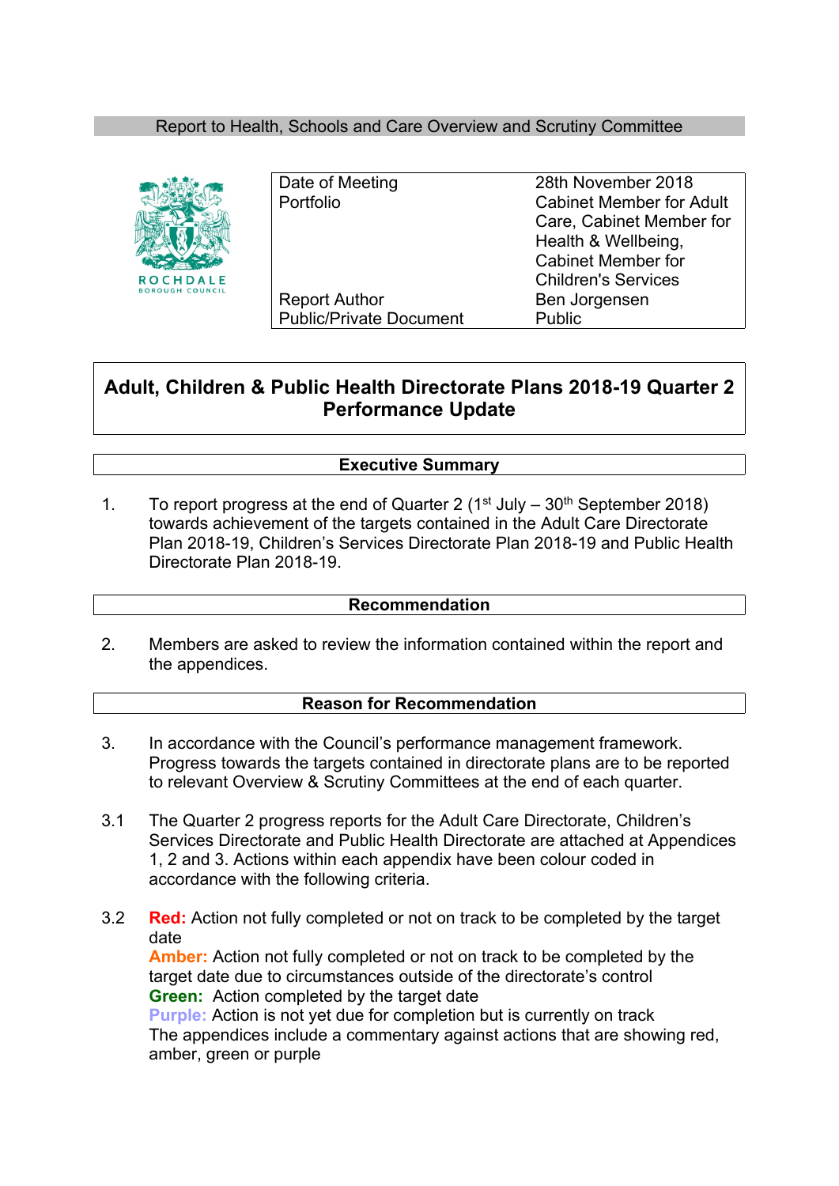Report to Health, Schools and Care Overview and Scrutiny Committee

ROCHDALE BOROUGH COUNCIL

| | |
|---|---|
| Date of Meeting | 28th November 2018 |
| Portfolio | Cabinet Member for Adult Care, Cabinet Member for Health & Wellbeing, Cabinet Member for Children's Services |
| Report Author | Ben Jorgensen |
| Public/Private Document | Public |

# Adult, Children & Public Health Directorate Plans 2018-19 Quarter 2 Performance Update

## Executive Summary

1. To report progress at the end of Quarter 2 (1st July – 30th September 2018) towards achievement of the targets contained in the Adult Care Directorate Plan 2018-19, Children's Services Directorate Plan 2018-19 and Public Health Directorate Plan 2018-19.

## Recommendation

2. Members are asked to review the information contained within the report and the appendices.

## Reason for Recommendation

3. In accordance with the Council's performance management framework. Progress towards the targets contained in directorate plans are to be reported to relevant Overview & Scrutiny Committees at the end of each quarter.

3.1 The Quarter 2 progress reports for the Adult Care Directorate, Children's Services Directorate and Public Health Directorate are attached at Appendices 1, 2 and 3. Actions within each appendix have been colour coded in accordance with the following criteria.

3.2 **Red:** Action not fully completed or not on track to be completed by the target date
**Amber:** Action not fully completed or not on track to be completed by the target date due to circumstances outside of the directorate's control
**Green:** Action completed by the target date
**Purple:** Action is not yet due for completion but is currently on track
The appendices include a commentary against actions that are showing red, amber, green or purple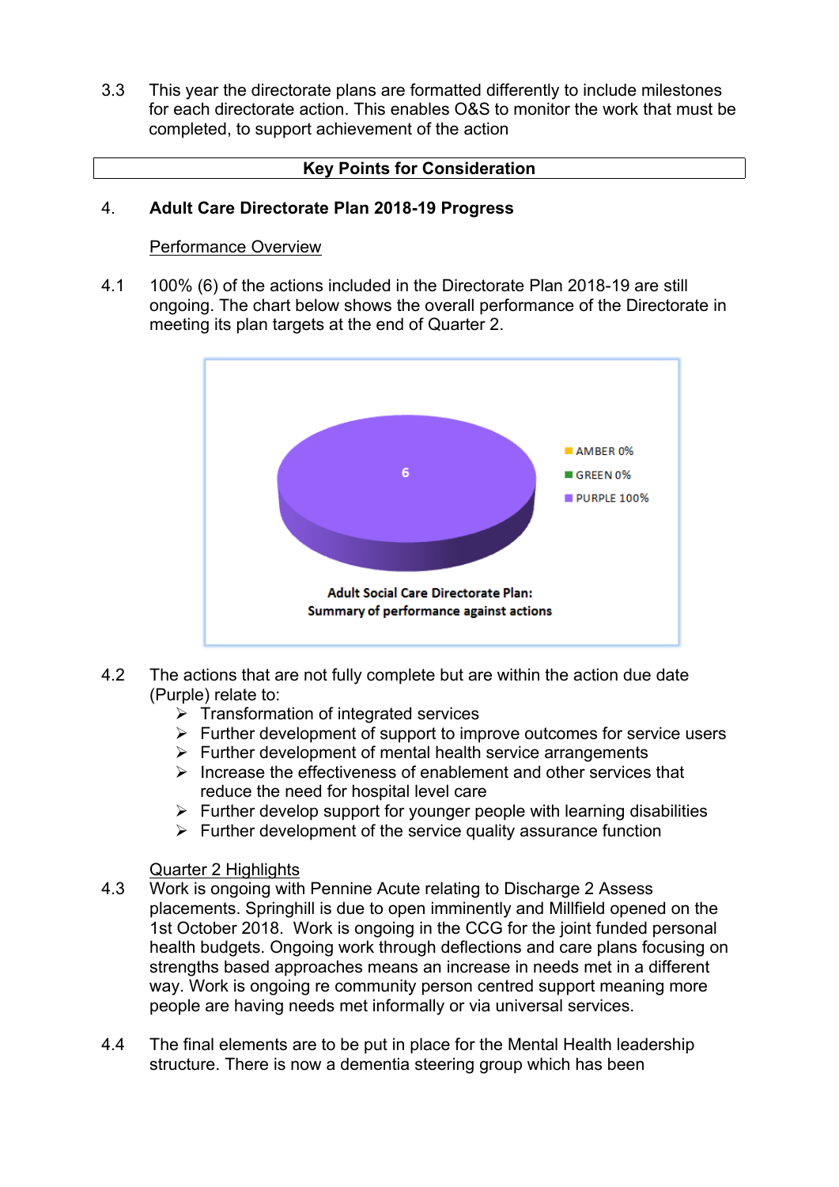3.3 This year the directorate plans are formatted differently to include milestones for each directorate action. This enables O&S to monitor the work that must be completed, to support achievement of the action

**Key Points for Consideration**

## 4. Adult Care Directorate Plan 2018-19 Progress

Performance Overview

4.1 100% (6) of the actions included in the Directorate Plan 2018-19 are still ongoing. The chart below shows the overall performance of the Directorate in meeting its plan targets at the end of Quarter 2.

6

AMBER 0%
GREEN 0%
PURPLE 100%

**Adult Social Care Directorate Plan: Summary of performance against actions**

4.2 The actions that are not fully complete but are within the action due date (Purple) relate to:

- Transformation of integrated services
- Further development of support to improve outcomes for service users
- Further development of mental health service arrangements
- Increase the effectiveness of enablement and other services that reduce the need for hospital level care
- Further develop support for younger people with learning disabilities
- Further development of the service quality assurance function

Quarter 2 Highlights

4.3 Work is ongoing with Pennine Acute relating to Discharge 2 Assess placements. Springhill is due to open imminently and Millfield opened on the 1st October 2018. Work is ongoing in the CCG for the joint funded personal health budgets. Ongoing work through deflections and care plans focusing on strengths based approaches means an increase in needs met in a different way. Work is ongoing re community person centred support meaning more people are having needs met informally or via universal services.

4.4 The final elements are to be put in place for the Mental Health leadership structure. There is now a dementia steering group which has been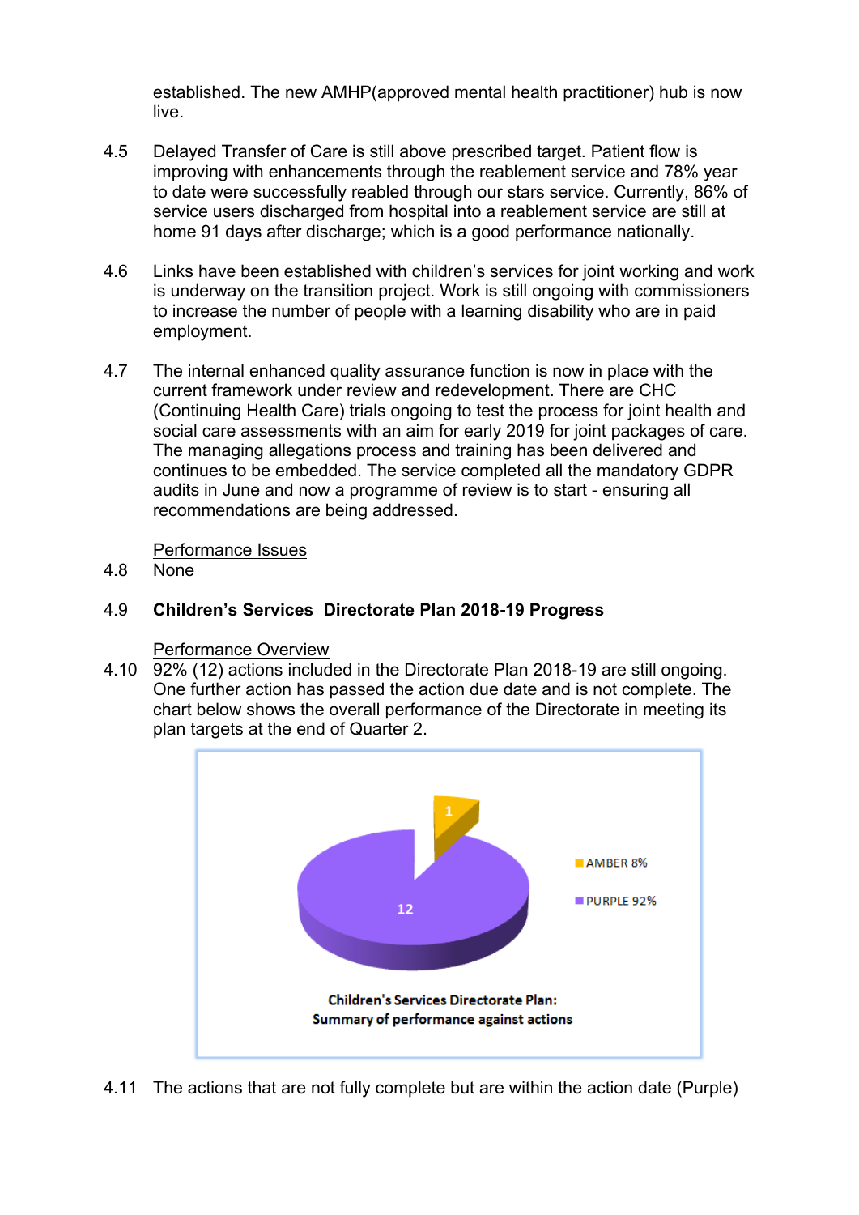established. The new AMHP(approved mental health practitioner) hub is now live.

4.5 Delayed Transfer of Care is still above prescribed target. Patient flow is improving with enhancements through the reablement service and 78% year to date were successfully reabled through our stars service. Currently, 86% of service users discharged from hospital into a reablement service are still at home 91 days after discharge; which is a good performance nationally.

4.6 Links have been established with children's services for joint working and work is underway on the transition project. Work is still ongoing with commissioners to increase the number of people with a learning disability who are in paid employment.

4.7 The internal enhanced quality assurance function is now in place with the current framework under review and redevelopment. There are CHC (Continuing Health Care) trials ongoing to test the process for joint health and social care assessments with an aim for early 2019 for joint packages of care. The managing allegations process and training has been delivered and continues to be embedded. The service completed all the mandatory GDPR audits in June and now a programme of review is to start - ensuring all recommendations are being addressed.

Performance Issues

4.8 None

4.9 **Children's Services Directorate Plan 2018-19 Progress**

Performance Overview

4.10 92% (12) actions included in the Directorate Plan 2018-19 are still ongoing. One further action has passed the action due date and is not complete. The chart below shows the overall performance of the Directorate in meeting its plan targets at the end of Quarter 2.

| Status | Number of actions |
|---|---|
| AMBER 8% | 1 |
| PURPLE 92% | 12 |

**Children's Services Directorate Plan: Summary of performance against actions**

4.11 The actions that are not fully complete but are within the action date (Purple)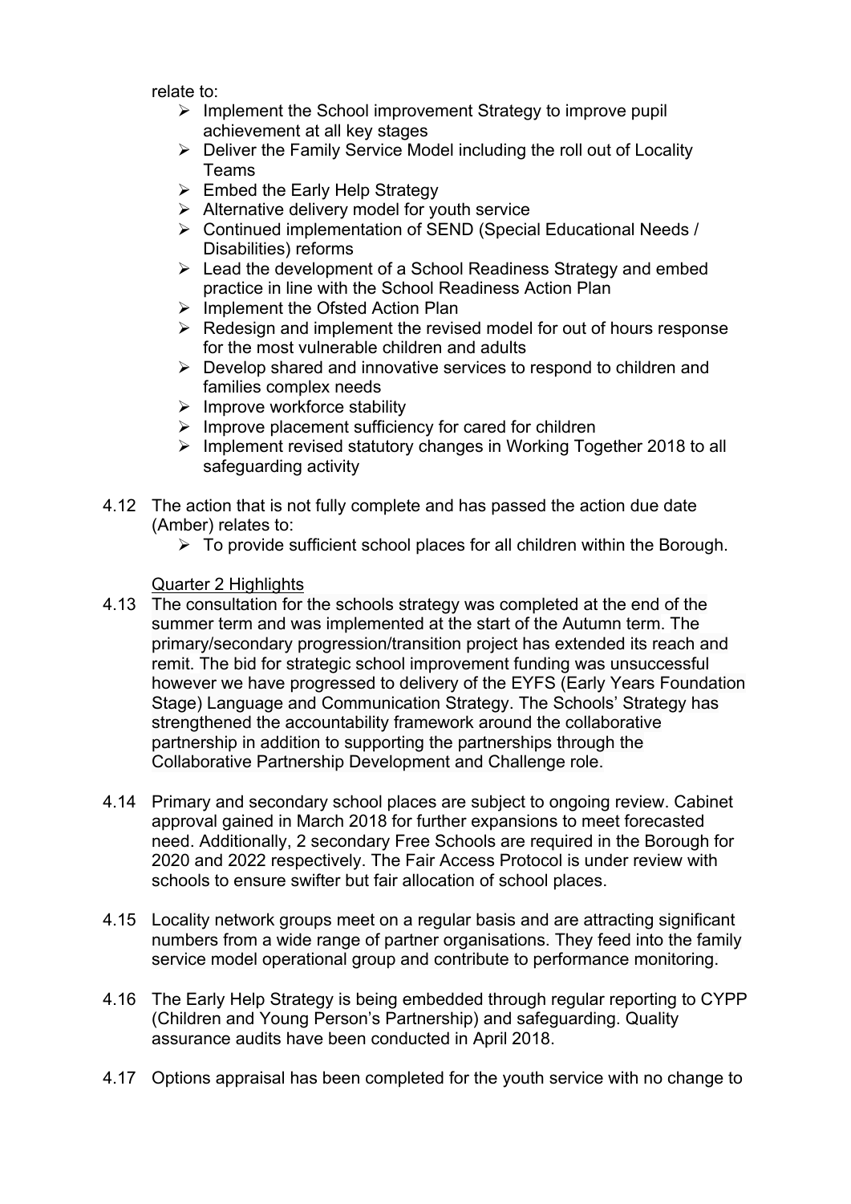relate to:

- Implement the School improvement Strategy to improve pupil achievement at all key stages
- Deliver the Family Service Model including the roll out of Locality Teams
- Embed the Early Help Strategy
- Alternative delivery model for youth service
- Continued implementation of SEND (Special Educational Needs / Disabilities) reforms
- Lead the development of a School Readiness Strategy and embed practice in line with the School Readiness Action Plan
- Implement the Ofsted Action Plan
- Redesign and implement the revised model for out of hours response for the most vulnerable children and adults
- Develop shared and innovative services to respond to children and families complex needs
- Improve workforce stability
- Improve placement sufficiency for cared for children
- Implement revised statutory changes in Working Together 2018 to all safeguarding activity

4.12 The action that is not fully complete and has passed the action due date (Amber) relates to:

- To provide sufficient school places for all children within the Borough.

<u>Quarter 2 Highlights</u>

4.13 The consultation for the schools strategy was completed at the end of the summer term and was implemented at the start of the Autumn term. The primary/secondary progression/transition project has extended its reach and remit. The bid for strategic school improvement funding was unsuccessful however we have progressed to delivery of the EYFS (Early Years Foundation Stage) Language and Communication Strategy. The Schools' Strategy has strengthened the accountability framework around the collaborative partnership in addition to supporting the partnerships through the Collaborative Partnership Development and Challenge role.

4.14 Primary and secondary school places are subject to ongoing review. Cabinet approval gained in March 2018 for further expansions to meet forecasted need. Additionally, 2 secondary Free Schools are required in the Borough for 2020 and 2022 respectively. The Fair Access Protocol is under review with schools to ensure swifter but fair allocation of school places.

4.15 Locality network groups meet on a regular basis and are attracting significant numbers from a wide range of partner organisations. They feed into the family service model operational group and contribute to performance monitoring.

4.16 The Early Help Strategy is being embedded through regular reporting to CYPP (Children and Young Person's Partnership) and safeguarding. Quality assurance audits have been conducted in April 2018.

4.17 Options appraisal has been completed for the youth service with no change to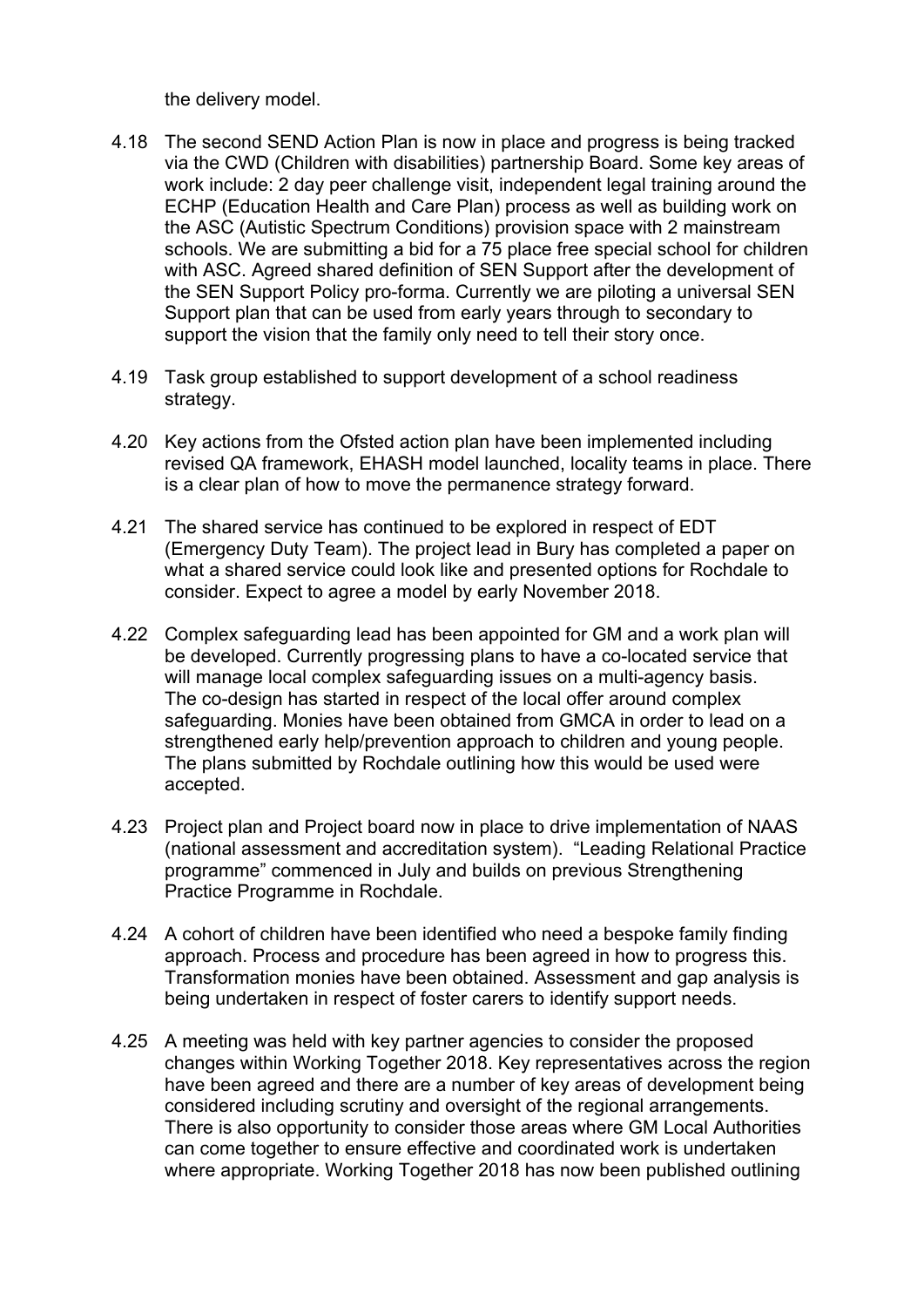the delivery model.

4.18 The second SEND Action Plan is now in place and progress is being tracked via the CWD (Children with disabilities) partnership Board. Some key areas of work include: 2 day peer challenge visit, independent legal training around the ECHP (Education Health and Care Plan) process as well as building work on the ASC (Autistic Spectrum Conditions) provision space with 2 mainstream schools. We are submitting a bid for a 75 place free special school for children with ASC. Agreed shared definition of SEN Support after the development of the SEN Support Policy pro-forma. Currently we are piloting a universal SEN Support plan that can be used from early years through to secondary to support the vision that the family only need to tell their story once.

4.19 Task group established to support development of a school readiness strategy.

4.20 Key actions from the Ofsted action plan have been implemented including revised QA framework, EHASH model launched, locality teams in place. There is a clear plan of how to move the permanence strategy forward.

4.21 The shared service has continued to be explored in respect of EDT (Emergency Duty Team). The project lead in Bury has completed a paper on what a shared service could look like and presented options for Rochdale to consider. Expect to agree a model by early November 2018.

4.22 Complex safeguarding lead has been appointed for GM and a work plan will be developed. Currently progressing plans to have a co-located service that will manage local complex safeguarding issues on a multi-agency basis. The co-design has started in respect of the local offer around complex safeguarding. Monies have been obtained from GMCA in order to lead on a strengthened early help/prevention approach to children and young people. The plans submitted by Rochdale outlining how this would be used were accepted.

4.23 Project plan and Project board now in place to drive implementation of NAAS (national assessment and accreditation system). "Leading Relational Practice programme" commenced in July and builds on previous Strengthening Practice Programme in Rochdale.

4.24 A cohort of children have been identified who need a bespoke family finding approach. Process and procedure has been agreed in how to progress this. Transformation monies have been obtained. Assessment and gap analysis is being undertaken in respect of foster carers to identify support needs.

4.25 A meeting was held with key partner agencies to consider the proposed changes within Working Together 2018. Key representatives across the region have been agreed and there are a number of key areas of development being considered including scrutiny and oversight of the regional arrangements. There is also opportunity to consider those areas where GM Local Authorities can come together to ensure effective and coordinated work is undertaken where appropriate. Working Together 2018 has now been published outlining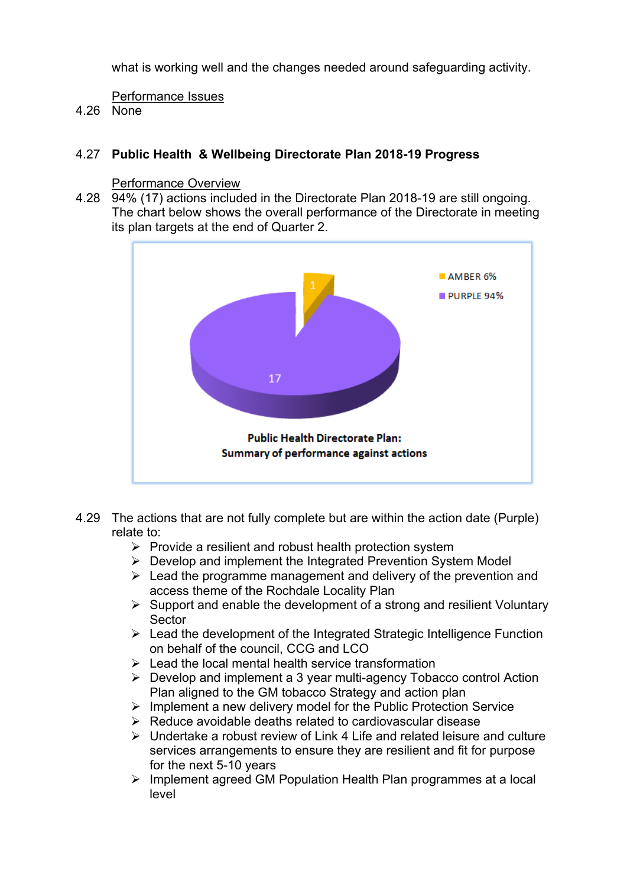what is working well and the changes needed around safeguarding activity.

Performance Issues

4.26 None

4.27 **Public Health & Wellbeing Directorate Plan 2018-19 Progress**

Performance Overview

4.28 94% (17) actions included in the Directorate Plan 2018-19 are still ongoing. The chart below shows the overall performance of the Directorate in meeting its plan targets at the end of Quarter 2.

AMBER 6%
PURPLE 94%

1
17

**Public Health Directorate Plan: Summary of performance against actions**

4.29 The actions that are not fully complete but are within the action date (Purple) relate to:

- Provide a resilient and robust health protection system
- Develop and implement the Integrated Prevention System Model
- Lead the programme management and delivery of the prevention and access theme of the Rochdale Locality Plan
- Support and enable the development of a strong and resilient Voluntary Sector
- Lead the development of the Integrated Strategic Intelligence Function on behalf of the council, CCG and LCO
- Lead the local mental health service transformation
- Develop and implement a 3 year multi-agency Tobacco control Action Plan aligned to the GM tobacco Strategy and action plan
- Implement a new delivery model for the Public Protection Service
- Reduce avoidable deaths related to cardiovascular disease
- Undertake a robust review of Link 4 Life and related leisure and culture services arrangements to ensure they are resilient and fit for purpose for the next 5-10 years
- Implement agreed GM Population Health Plan programmes at a local level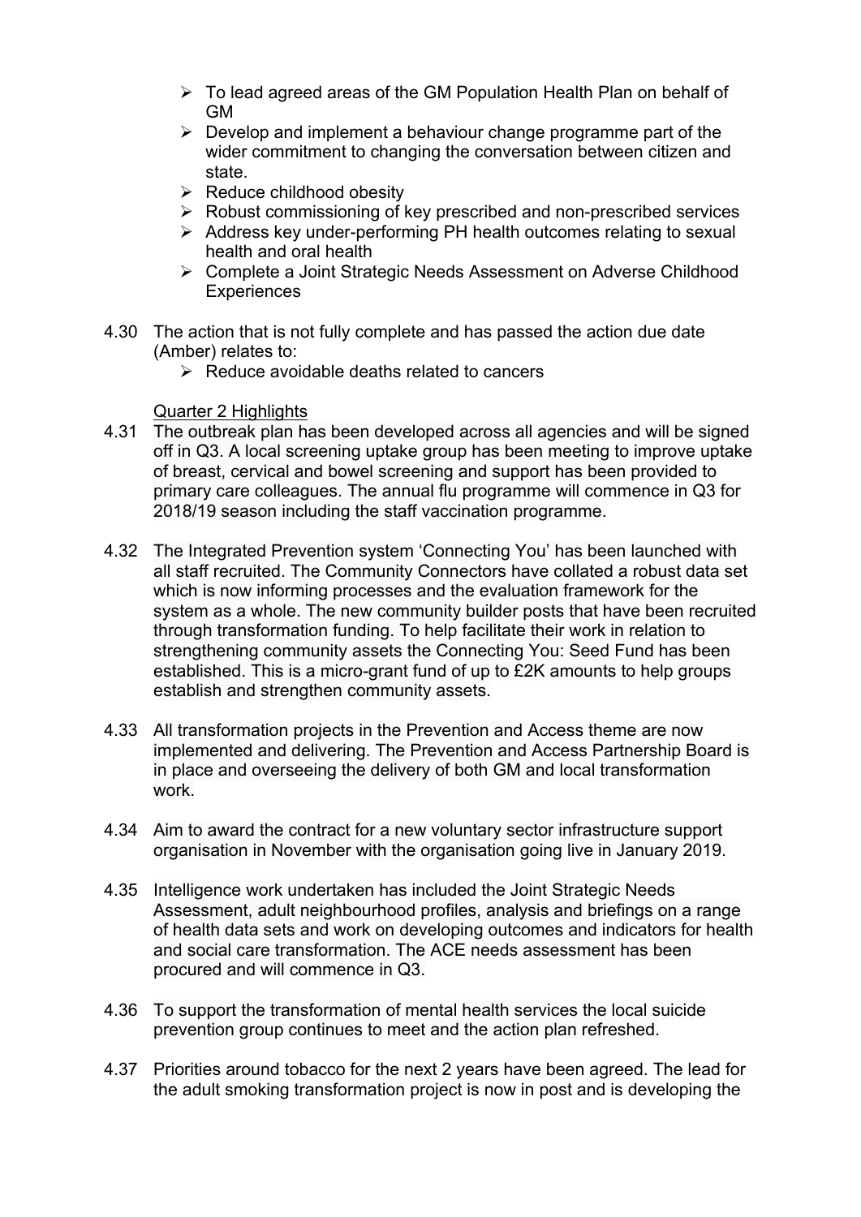- To lead agreed areas of the GM Population Health Plan on behalf of GM
- Develop and implement a behaviour change programme part of the wider commitment to changing the conversation between citizen and state.
- Reduce childhood obesity
- Robust commissioning of key prescribed and non-prescribed services
- Address key under-performing PH health outcomes relating to sexual health and oral health
- Complete a Joint Strategic Needs Assessment on Adverse Childhood Experiences

4.30 The action that is not fully complete and has passed the action due date (Amber) relates to:

- Reduce avoidable deaths related to cancers

Quarter 2 Highlights

4.31 The outbreak plan has been developed across all agencies and will be signed off in Q3. A local screening uptake group has been meeting to improve uptake of breast, cervical and bowel screening and support has been provided to primary care colleagues. The annual flu programme will commence in Q3 for 2018/19 season including the staff vaccination programme.

4.32 The Integrated Prevention system 'Connecting You' has been launched with all staff recruited. The Community Connectors have collated a robust data set which is now informing processes and the evaluation framework for the system as a whole. The new community builder posts that have been recruited through transformation funding. To help facilitate their work in relation to strengthening community assets the Connecting You: Seed Fund has been established. This is a micro-grant fund of up to £2K amounts to help groups establish and strengthen community assets.

4.33 All transformation projects in the Prevention and Access theme are now implemented and delivering. The Prevention and Access Partnership Board is in place and overseeing the delivery of both GM and local transformation work.

4.34 Aim to award the contract for a new voluntary sector infrastructure support organisation in November with the organisation going live in January 2019.

4.35 Intelligence work undertaken has included the Joint Strategic Needs Assessment, adult neighbourhood profiles, analysis and briefings on a range of health data sets and work on developing outcomes and indicators for health and social care transformation. The ACE needs assessment has been procured and will commence in Q3.

4.36 To support the transformation of mental health services the local suicide prevention group continues to meet and the action plan refreshed.

4.37 Priorities around tobacco for the next 2 years have been agreed. The lead for the adult smoking transformation project is now in post and is developing the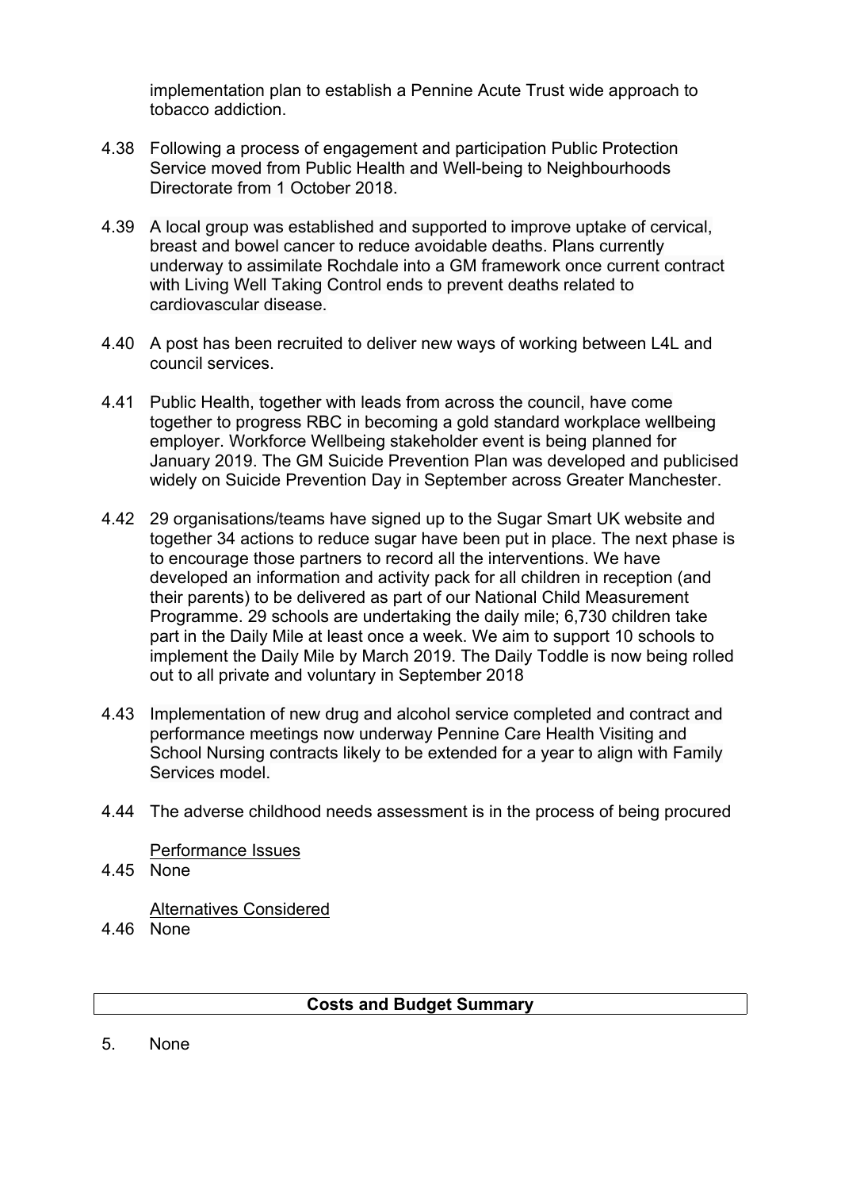implementation plan to establish a Pennine Acute Trust wide approach to tobacco addiction.

4.38 Following a process of engagement and participation Public Protection Service moved from Public Health and Well-being to Neighbourhoods Directorate from 1 October 2018.

4.39 A local group was established and supported to improve uptake of cervical, breast and bowel cancer to reduce avoidable deaths. Plans currently underway to assimilate Rochdale into a GM framework once current contract with Living Well Taking Control ends to prevent deaths related to cardiovascular disease.

4.40 A post has been recruited to deliver new ways of working between L4L and council services.

4.41 Public Health, together with leads from across the council, have come together to progress RBC in becoming a gold standard workplace wellbeing employer. Workforce Wellbeing stakeholder event is being planned for January 2019. The GM Suicide Prevention Plan was developed and publicised widely on Suicide Prevention Day in September across Greater Manchester.

4.42 29 organisations/teams have signed up to the Sugar Smart UK website and together 34 actions to reduce sugar have been put in place. The next phase is to encourage those partners to record all the interventions. We have developed an information and activity pack for all children in reception (and their parents) to be delivered as part of our National Child Measurement Programme. 29 schools are undertaking the daily mile; 6,730 children take part in the Daily Mile at least once a week. We aim to support 10 schools to implement the Daily Mile by March 2019. The Daily Toddle is now being rolled out to all private and voluntary in September 2018

4.43 Implementation of new drug and alcohol service completed and contract and performance meetings now underway Pennine Care Health Visiting and School Nursing contracts likely to be extended for a year to align with Family Services model.

4.44 The adverse childhood needs assessment is in the process of being procured

<u>Performance Issues</u>

4.45 None

<u>Alternatives Considered</u>

4.46 None

| **Costs and Budget Summary** |
|---|

5. None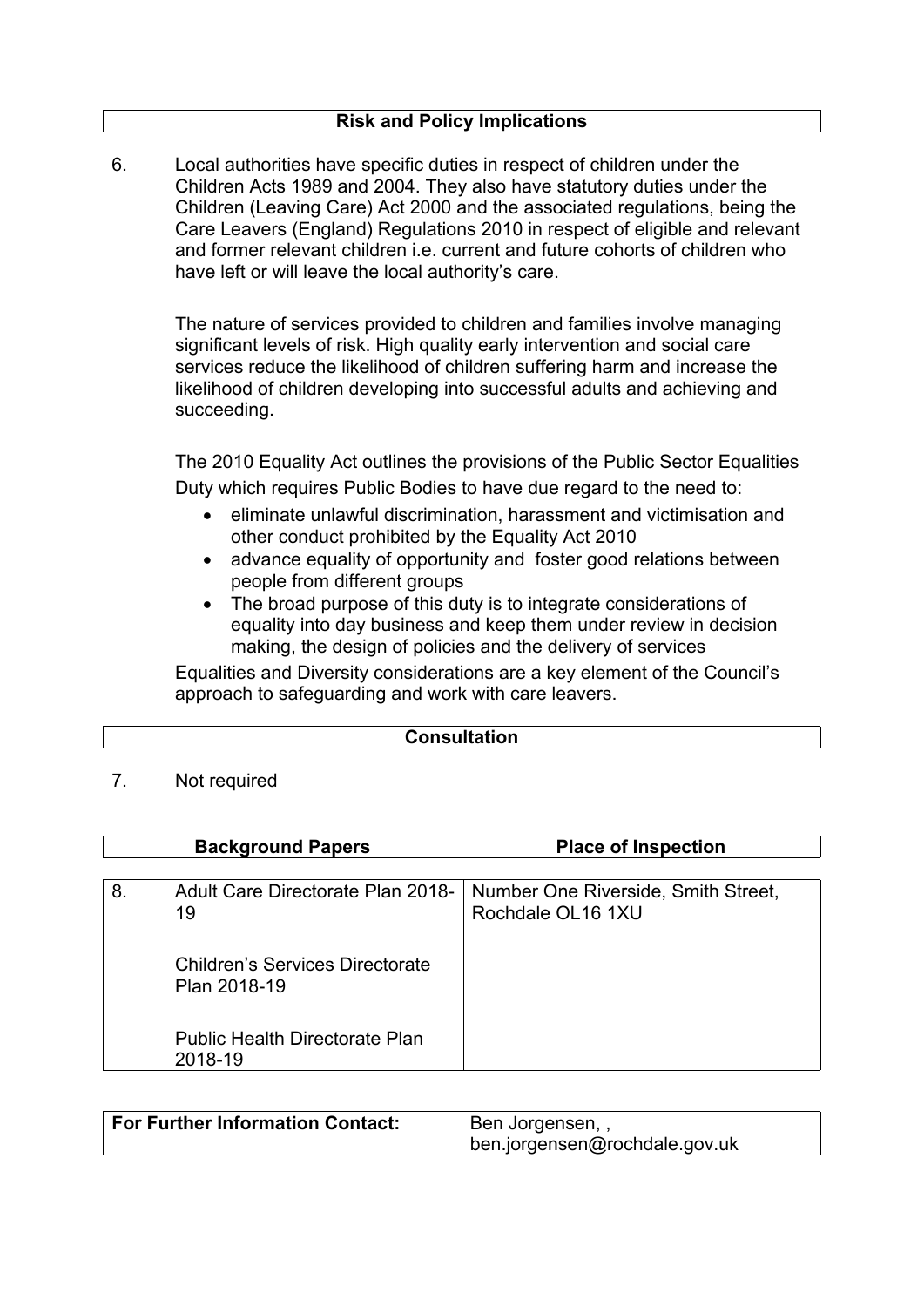## Risk and Policy Implications

6. Local authorities have specific duties in respect of children under the Children Acts 1989 and 2004. They also have statutory duties under the Children (Leaving Care) Act 2000 and the associated regulations, being the Care Leavers (England) Regulations 2010 in respect of eligible and relevant and former relevant children i.e. current and future cohorts of children who have left or will leave the local authority's care.

   The nature of services provided to children and families involve managing significant levels of risk. High quality early intervention and social care services reduce the likelihood of children suffering harm and increase the likelihood of children developing into successful adults and achieving and succeeding.

   The 2010 Equality Act outlines the provisions of the Public Sector Equalities Duty which requires Public Bodies to have due regard to the need to:

   - eliminate unlawful discrimination, harassment and victimisation and other conduct prohibited by the Equality Act 2010
   - advance equality of opportunity and foster good relations between people from different groups
   - The broad purpose of this duty is to integrate considerations of equality into day business and keep them under review in decision making, the design of policies and the delivery of services

   Equalities and Diversity considerations are a key element of the Council's approach to safeguarding and work with care leavers.

## Consultation

7. Not required

| Background Papers | Place of Inspection |
|---|---|
| 8. Adult Care Directorate Plan 2018-19<br><br>Children's Services Directorate Plan 2018-19<br><br>Public Health Directorate Plan 2018-19 | Number One Riverside, Smith Street, Rochdale OL16 1XU |

| **For Further Information Contact:** | Ben Jorgensen, , ben.jorgensen@rochdale.gov.uk |
|---|---|